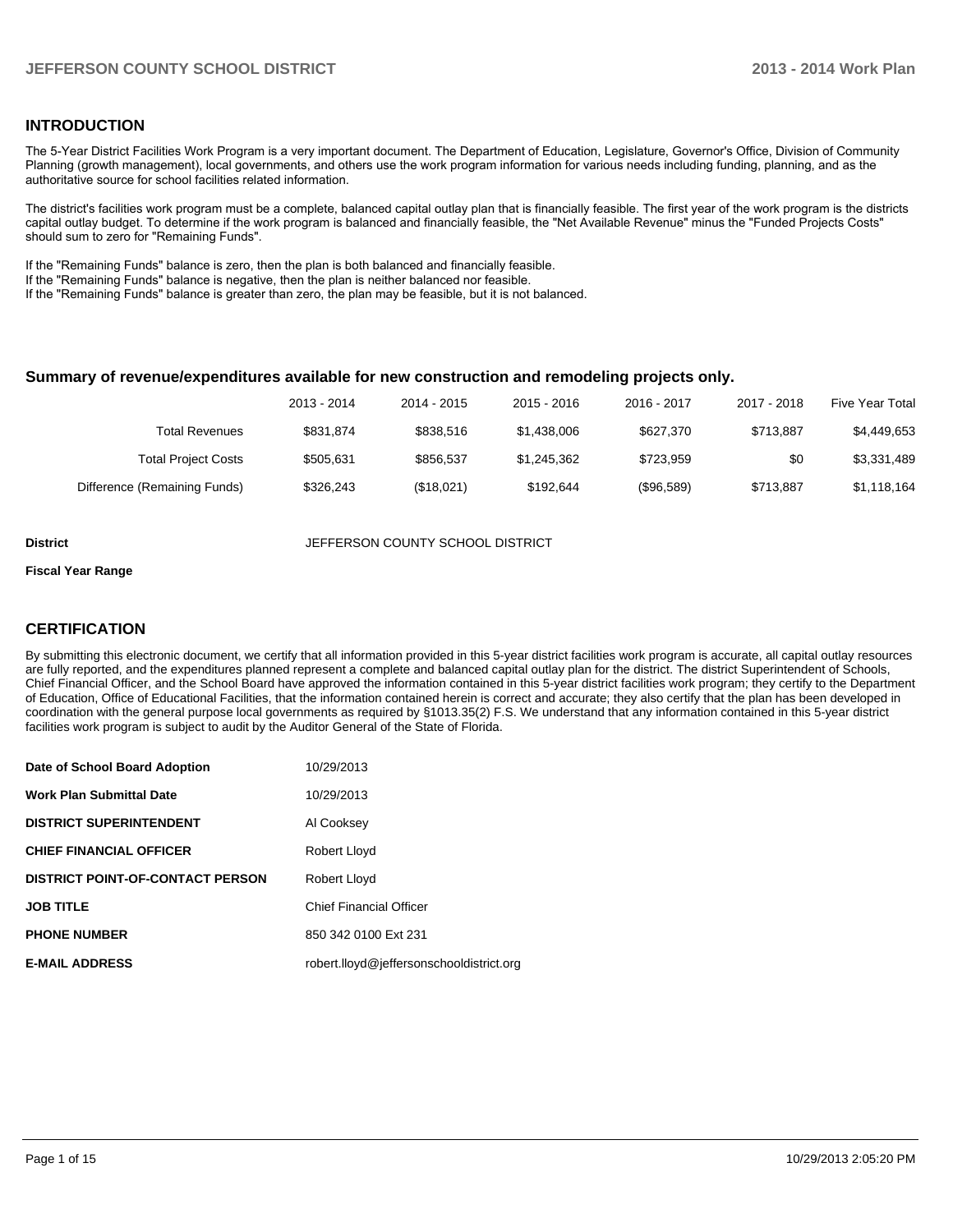## INTRODUCTION

The 5-Year District Facilities Work Program is a very important document. The Department of Education, Legislature, Governor's Office, Division of Community Planning (growth management), local governments, and others use the work program information for various needs including funding, planning, and as the authoritative source for school facilities related information.

The district's facilities work program must be a complete, balanced capital outlay plan that is financially feasible. The first year of the work program is the districts capital outlay budget. To determine if the work program is balanced and financially feasible, the "Net Available Revenue" minus the "Funded Projects Costs" should sum to zero for "Remaining Funds".

If the "Remaining Funds" balance is zero, then the plan is both balanced and financially feasible.
If the "Remaining Funds" balance is negative, then the plan is neither balanced nor feasible.
If the "Remaining Funds" balance is greater than zero, the plan may be feasible, but it is not balanced.

### Summary of revenue/expenditures available for new construction and remodeling projects only.

| | 2013 - 2014 | 2014 - 2015 | 2015 - 2016 | 2016 - 2017 | 2017 - 2018 | Five Year Total |
|---|---|---|---|---|---|---|
| Total Revenues | $831,874 | $838,516 | $1,438,006 | $627,370 | $713,887 | $4,449,653 |
| Total Project Costs | $505,631 | $856,537 | $1,245,362 | $723,959 | $0 | $3,331,489 |
| Difference (Remaining Funds) | $326,243 | ($18,021) | $192,644 | ($96,589) | $713,887 | $1,118,164 |

**District** JEFFERSON COUNTY SCHOOL DISTRICT

**Fiscal Year Range**

## CERTIFICATION

By submitting this electronic document, we certify that all information provided in this 5-year district facilities work program is accurate, all capital outlay resources are fully reported, and the expenditures planned represent a complete and balanced capital outlay plan for the district. The district Superintendent of Schools, Chief Financial Officer, and the School Board have approved the information contained in this 5-year district facilities work program; they certify to the Department of Education, Office of Educational Facilities, that the information contained herein is correct and accurate; they also certify that the plan has been developed in coordination with the general purpose local governments as required by §1013.35(2) F.S. We understand that any information contained in this 5-year district facilities work program is subject to audit by the Auditor General of the State of Florida.

| | |
|---|---|
| **Date of School Board Adoption** | 10/29/2013 |
| **Work Plan Submittal Date** | 10/29/2013 |
| **DISTRICT SUPERINTENDENT** | Al Cooksey |
| **CHIEF FINANCIAL OFFICER** | Robert Lloyd |
| **DISTRICT POINT-OF-CONTACT PERSON** | Robert Lloyd |
| **JOB TITLE** | Chief Financial Officer |
| **PHONE NUMBER** | 850 342 0100 Ext 231 |
| **E-MAIL ADDRESS** | robert.lloyd@jeffersonschooldistrict.org |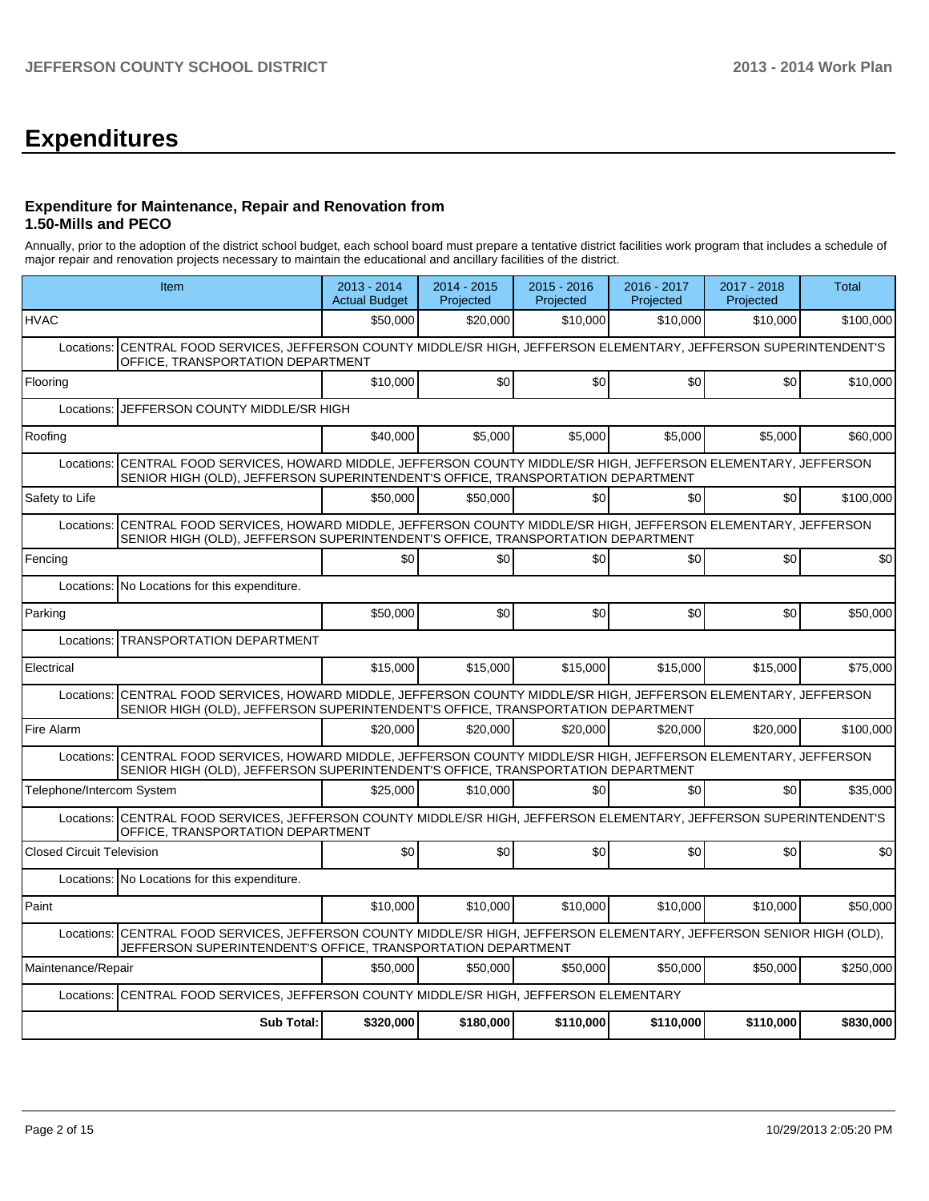# Expenditures

### Expenditure for Maintenance, Repair and Renovation from 1.50-Mills and PECO

Annually, prior to the adoption of the district school budget, each school board must prepare a tentative district facilities work program that includes a schedule of major repair and renovation projects necessary to maintain the educational and ancillary facilities of the district.

| Item | 2013 - 2014 Actual Budget | 2014 - 2015 Projected | 2015 - 2016 Projected | 2016 - 2017 Projected | 2017 - 2018 Projected | Total |
|---|---|---|---|---|---|---|
| HVAC | $50,000 | $20,000 | $10,000 | $10,000 | $10,000 | $100,000 |
| Locations: CENTRAL FOOD SERVICES, JEFFERSON COUNTY MIDDLE/SR HIGH, JEFFERSON ELEMENTARY, JEFFERSON SUPERINTENDENT'S OFFICE, TRANSPORTATION DEPARTMENT | | | | | | |
| Flooring | $10,000 | $0 | $0 | $0 | $0 | $10,000 |
| Locations: JEFFERSON COUNTY MIDDLE/SR HIGH | | | | | | |
| Roofing | $40,000 | $5,000 | $5,000 | $5,000 | $5,000 | $60,000 |
| Locations: CENTRAL FOOD SERVICES, HOWARD MIDDLE, JEFFERSON COUNTY MIDDLE/SR HIGH, JEFFERSON ELEMENTARY, JEFFERSON SENIOR HIGH (OLD), JEFFERSON SUPERINTENDENT'S OFFICE, TRANSPORTATION DEPARTMENT | | | | | | |
| Safety to Life | $50,000 | $50,000 | $0 | $0 | $0 | $100,000 |
| Locations: CENTRAL FOOD SERVICES, HOWARD MIDDLE, JEFFERSON COUNTY MIDDLE/SR HIGH, JEFFERSON ELEMENTARY, JEFFERSON SENIOR HIGH (OLD), JEFFERSON SUPERINTENDENT'S OFFICE, TRANSPORTATION DEPARTMENT | | | | | | |
| Fencing | $0 | $0 | $0 | $0 | $0 | $0 |
| Locations: No Locations for this expenditure. | | | | | | |
| Parking | $50,000 | $0 | $0 | $0 | $0 | $50,000 |
| Locations: TRANSPORTATION DEPARTMENT | | | | | | |
| Electrical | $15,000 | $15,000 | $15,000 | $15,000 | $15,000 | $75,000 |
| Locations: CENTRAL FOOD SERVICES, HOWARD MIDDLE, JEFFERSON COUNTY MIDDLE/SR HIGH, JEFFERSON ELEMENTARY, JEFFERSON SENIOR HIGH (OLD), JEFFERSON SUPERINTENDENT'S OFFICE, TRANSPORTATION DEPARTMENT | | | | | | |
| Fire Alarm | $20,000 | $20,000 | $20,000 | $20,000 | $20,000 | $100,000 |
| Locations: CENTRAL FOOD SERVICES, HOWARD MIDDLE, JEFFERSON COUNTY MIDDLE/SR HIGH, JEFFERSON ELEMENTARY, JEFFERSON SENIOR HIGH (OLD), JEFFERSON SUPERINTENDENT'S OFFICE, TRANSPORTATION DEPARTMENT | | | | | | |
| Telephone/Intercom System | $25,000 | $10,000 | $0 | $0 | $0 | $35,000 |
| Locations: CENTRAL FOOD SERVICES, JEFFERSON COUNTY MIDDLE/SR HIGH, JEFFERSON ELEMENTARY, JEFFERSON SUPERINTENDENT'S OFFICE, TRANSPORTATION DEPARTMENT | | | | | | |
| Closed Circuit Television | $0 | $0 | $0 | $0 | $0 | $0 |
| Locations: No Locations for this expenditure. | | | | | | |
| Paint | $10,000 | $10,000 | $10,000 | $10,000 | $10,000 | $50,000 |
| Locations: CENTRAL FOOD SERVICES, JEFFERSON COUNTY MIDDLE/SR HIGH, JEFFERSON ELEMENTARY, JEFFERSON SENIOR HIGH (OLD), JEFFERSON SUPERINTENDENT'S OFFICE, TRANSPORTATION DEPARTMENT | | | | | | |
| Maintenance/Repair | $50,000 | $50,000 | $50,000 | $50,000 | $50,000 | $250,000 |
| Locations: CENTRAL FOOD SERVICES, JEFFERSON COUNTY MIDDLE/SR HIGH, JEFFERSON ELEMENTARY | | | | | | |
| **Sub Total:** | **$320,000** | **$180,000** | **$110,000** | **$110,000** | **$110,000** | **$830,000** |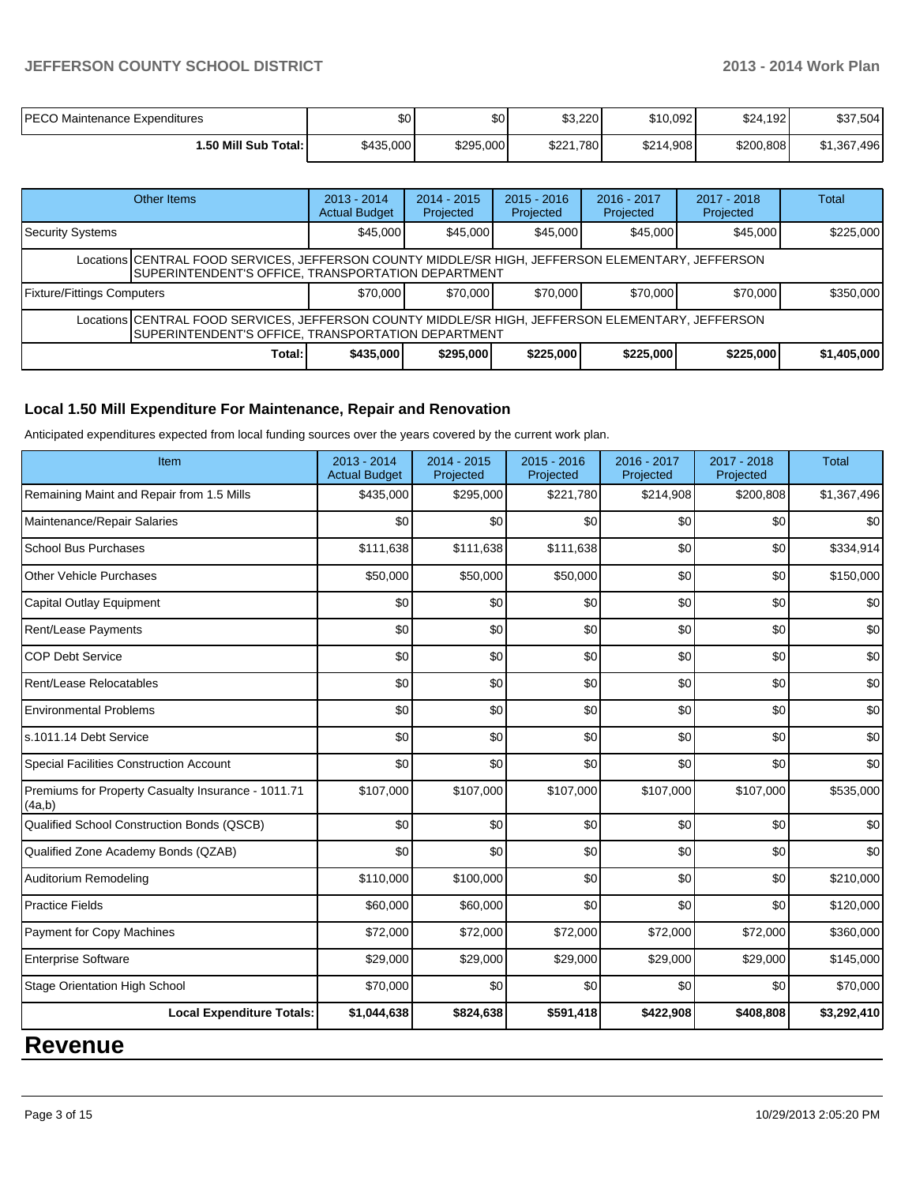| PECO Maintenance Expenditures | $0 | $0 | $3,220 | $10,092 | $24,192 | $37,504 |
|---|---|---|---|---|---|---|
| **1.50 Mill Sub Total:** | $435,000 | $295,000 | $221,780 | $214,908 | $200,808 | $1,367,496 |

| Other Items | 2013 - 2014 Actual Budget | 2014 - 2015 Projected | 2015 - 2016 Projected | 2016 - 2017 Projected | 2017 - 2018 Projected | Total |
|---|---|---|---|---|---|---|
| Security Systems | $45,000 | $45,000 | $45,000 | $45,000 | $45,000 | $225,000 |
| Locations: CENTRAL FOOD SERVICES, JEFFERSON COUNTY MIDDLE/SR HIGH, JEFFERSON ELEMENTARY, JEFFERSON SUPERINTENDENT'S OFFICE, TRANSPORTATION DEPARTMENT | | | | | | |
| Fixture/Fittings Computers | $70,000 | $70,000 | $70,000 | $70,000 | $70,000 | $350,000 |
| Locations: CENTRAL FOOD SERVICES, JEFFERSON COUNTY MIDDLE/SR HIGH, JEFFERSON ELEMENTARY, JEFFERSON SUPERINTENDENT'S OFFICE, TRANSPORTATION DEPARTMENT | | | | | | |
| **Total:** | **$435,000** | **$295,000** | **$225,000** | **$225,000** | **$225,000** | **$1,405,000** |

### Local 1.50 Mill Expenditure For Maintenance, Repair and Renovation

Anticipated expenditures expected from local funding sources over the years covered by the current work plan.

| Item | 2013 - 2014 Actual Budget | 2014 - 2015 Projected | 2015 - 2016 Projected | 2016 - 2017 Projected | 2017 - 2018 Projected | Total |
|---|---|---|---|---|---|---|
| Remaining Maint and Repair from 1.5 Mills | $435,000 | $295,000 | $221,780 | $214,908 | $200,808 | $1,367,496 |
| Maintenance/Repair Salaries | $0 | $0 | $0 | $0 | $0 | $0 |
| School Bus Purchases | $111,638 | $111,638 | $111,638 | $0 | $0 | $334,914 |
| Other Vehicle Purchases | $50,000 | $50,000 | $50,000 | $0 | $0 | $150,000 |
| Capital Outlay Equipment | $0 | $0 | $0 | $0 | $0 | $0 |
| Rent/Lease Payments | $0 | $0 | $0 | $0 | $0 | $0 |
| COP Debt Service | $0 | $0 | $0 | $0 | $0 | $0 |
| Rent/Lease Relocatables | $0 | $0 | $0 | $0 | $0 | $0 |
| Environmental Problems | $0 | $0 | $0 | $0 | $0 | $0 |
| s.1011.14 Debt Service | $0 | $0 | $0 | $0 | $0 | $0 |
| Special Facilities Construction Account | $0 | $0 | $0 | $0 | $0 | $0 |
| Premiums for Property Casualty Insurance - 1011.71 (4a,b) | $107,000 | $107,000 | $107,000 | $107,000 | $107,000 | $535,000 |
| Qualified School Construction Bonds (QSCB) | $0 | $0 | $0 | $0 | $0 | $0 |
| Qualified Zone Academy Bonds (QZAB) | $0 | $0 | $0 | $0 | $0 | $0 |
| Auditorium Remodeling | $110,000 | $100,000 | $0 | $0 | $0 | $210,000 |
| Practice Fields | $60,000 | $60,000 | $0 | $0 | $0 | $120,000 |
| Payment for Copy Machines | $72,000 | $72,000 | $72,000 | $72,000 | $72,000 | $360,000 |
| Enterprise Software | $29,000 | $29,000 | $29,000 | $29,000 | $29,000 | $145,000 |
| Stage Orientation High School | $70,000 | $0 | $0 | $0 | $0 | $70,000 |
| **Local Expenditure Totals:** | **$1,044,638** | **$824,638** | **$591,418** | **$422,908** | **$408,808** | **$3,292,410** |

# Revenue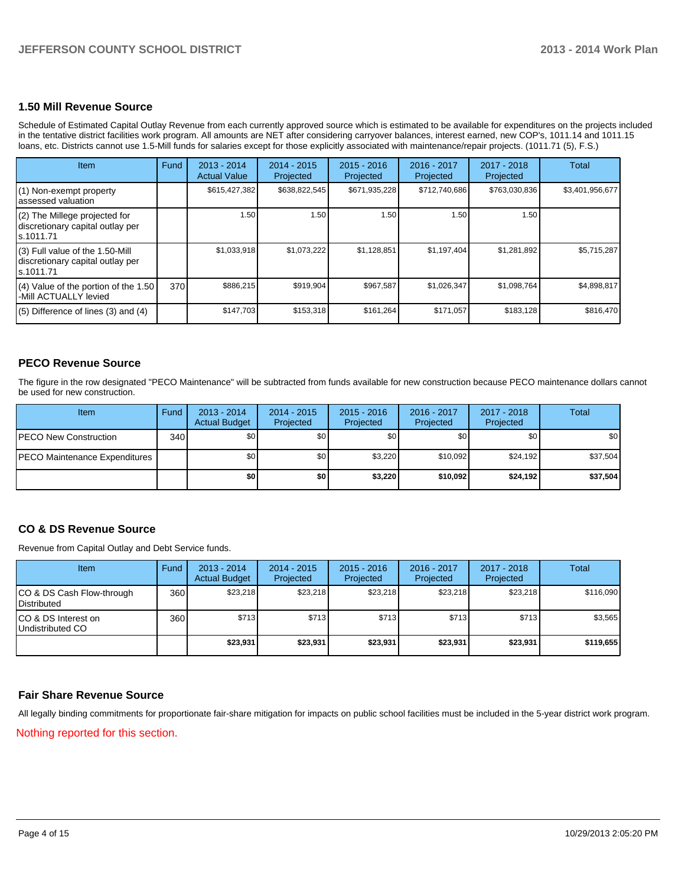## 1.50 Mill Revenue Source

Schedule of Estimated Capital Outlay Revenue from each currently approved source which is estimated to be available for expenditures on the projects included in the tentative district facilities work program. All amounts are NET after considering carryover balances, interest earned, new COP's, 1011.14 and 1011.15 loans, etc. Districts cannot use 1.5-Mill funds for salaries except for those explicitly associated with maintenance/repair projects. (1011.71 (5), F.S.)

| Item | Fund | 2013 - 2014 Actual Value | 2014 - 2015 Projected | 2015 - 2016 Projected | 2016 - 2017 Projected | 2017 - 2018 Projected | Total |
|---|---|---|---|---|---|---|---|
| (1) Non-exempt property assessed valuation | | $615,427,382 | $638,822,545 | $671,935,228 | $712,740,686 | $763,030,836 | $3,401,956,677 |
| (2) The Millege projected for discretionary capital outlay per s.1011.71 | | 1.50 | 1.50 | 1.50 | 1.50 | 1.50 | |
| (3) Full value of the 1.50-Mill discretionary capital outlay per s.1011.71 | | $1,033,918 | $1,073,222 | $1,128,851 | $1,197,404 | $1,281,892 | $5,715,287 |
| (4) Value of the portion of the 1.50 -Mill ACTUALLY levied | 370 | $886,215 | $919,904 | $967,587 | $1,026,347 | $1,098,764 | $4,898,817 |
| (5) Difference of lines (3) and (4) | | $147,703 | $153,318 | $161,264 | $171,057 | $183,128 | $816,470 |

## PECO Revenue Source

The figure in the row designated "PECO Maintenance" will be subtracted from funds available for new construction because PECO maintenance dollars cannot be used for new construction.

| Item | Fund | 2013 - 2014 Actual Budget | 2014 - 2015 Projected | 2015 - 2016 Projected | 2016 - 2017 Projected | 2017 - 2018 Projected | Total |
|---|---|---|---|---|---|---|---|
| PECO New Construction | 340 | $0 | $0 | $0 | $0 | $0 | $0 |
| PECO Maintenance Expenditures | | $0 | $0 | $3,220 | $10,092 | $24,192 | $37,504 |
| | | **$0** | **$0** | **$3,220** | **$10,092** | **$24,192** | **$37,504** |

## CO & DS Revenue Source

Revenue from Capital Outlay and Debt Service funds.

| Item | Fund | 2013 - 2014 Actual Budget | 2014 - 2015 Projected | 2015 - 2016 Projected | 2016 - 2017 Projected | 2017 - 2018 Projected | Total |
|---|---|---|---|---|---|---|---|
| CO & DS Cash Flow-through Distributed | 360 | $23,218 | $23,218 | $23,218 | $23,218 | $23,218 | $116,090 |
| CO & DS Interest on Undistributed CO | 360 | $713 | $713 | $713 | $713 | $713 | $3,565 |
| | | **$23,931** | **$23,931** | **$23,931** | **$23,931** | **$23,931** | **$119,655** |

## Fair Share Revenue Source

All legally binding commitments for proportionate fair-share mitigation for impacts on public school facilities must be included in the 5-year district work program.

Nothing reported for this section.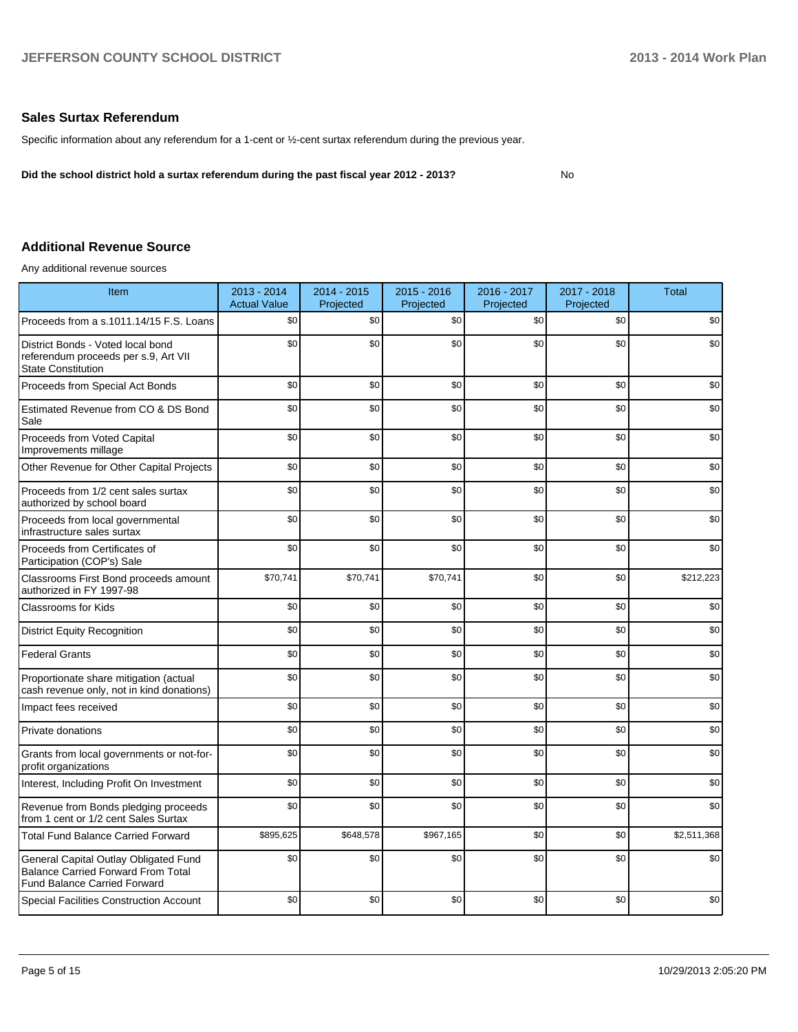## Sales Surtax Referendum

Specific information about any referendum for a 1-cent or ½-cent surtax referendum during the previous year.

**Did the school district hold a surtax referendum during the past fiscal year 2012 - 2013?** No

## Additional Revenue Source

Any additional revenue sources

| Item | 2013 - 2014 Actual Value | 2014 - 2015 Projected | 2015 - 2016 Projected | 2016 - 2017 Projected | 2017 - 2018 Projected | Total |
|---|---|---|---|---|---|---|
| Proceeds from a s.1011.14/15 F.S. Loans | $0 | $0 | $0 | $0 | $0 | $0 |
| District Bonds - Voted local bond referendum proceeds per s.9, Art VII State Constitution | $0 | $0 | $0 | $0 | $0 | $0 |
| Proceeds from Special Act Bonds | $0 | $0 | $0 | $0 | $0 | $0 |
| Estimated Revenue from CO & DS Bond Sale | $0 | $0 | $0 | $0 | $0 | $0 |
| Proceeds from Voted Capital Improvements millage | $0 | $0 | $0 | $0 | $0 | $0 |
| Other Revenue for Other Capital Projects | $0 | $0 | $0 | $0 | $0 | $0 |
| Proceeds from 1/2 cent sales surtax authorized by school board | $0 | $0 | $0 | $0 | $0 | $0 |
| Proceeds from local governmental infrastructure sales surtax | $0 | $0 | $0 | $0 | $0 | $0 |
| Proceeds from Certificates of Participation (COP's) Sale | $0 | $0 | $0 | $0 | $0 | $0 |
| Classrooms First Bond proceeds amount authorized in FY 1997-98 | $70,741 | $70,741 | $70,741 | $0 | $0 | $212,223 |
| Classrooms for Kids | $0 | $0 | $0 | $0 | $0 | $0 |
| District Equity Recognition | $0 | $0 | $0 | $0 | $0 | $0 |
| Federal Grants | $0 | $0 | $0 | $0 | $0 | $0 |
| Proportionate share mitigation (actual cash revenue only, not in kind donations) | $0 | $0 | $0 | $0 | $0 | $0 |
| Impact fees received | $0 | $0 | $0 | $0 | $0 | $0 |
| Private donations | $0 | $0 | $0 | $0 | $0 | $0 |
| Grants from local governments or not-for-profit organizations | $0 | $0 | $0 | $0 | $0 | $0 |
| Interest, Including Profit On Investment | $0 | $0 | $0 | $0 | $0 | $0 |
| Revenue from Bonds pledging proceeds from 1 cent or 1/2 cent Sales Surtax | $0 | $0 | $0 | $0 | $0 | $0 |
| Total Fund Balance Carried Forward | $895,625 | $648,578 | $967,165 | $0 | $0 | $2,511,368 |
| General Capital Outlay Obligated Fund Balance Carried Forward From Total Fund Balance Carried Forward | $0 | $0 | $0 | $0 | $0 | $0 |
| Special Facilities Construction Account | $0 | $0 | $0 | $0 | $0 | $0 |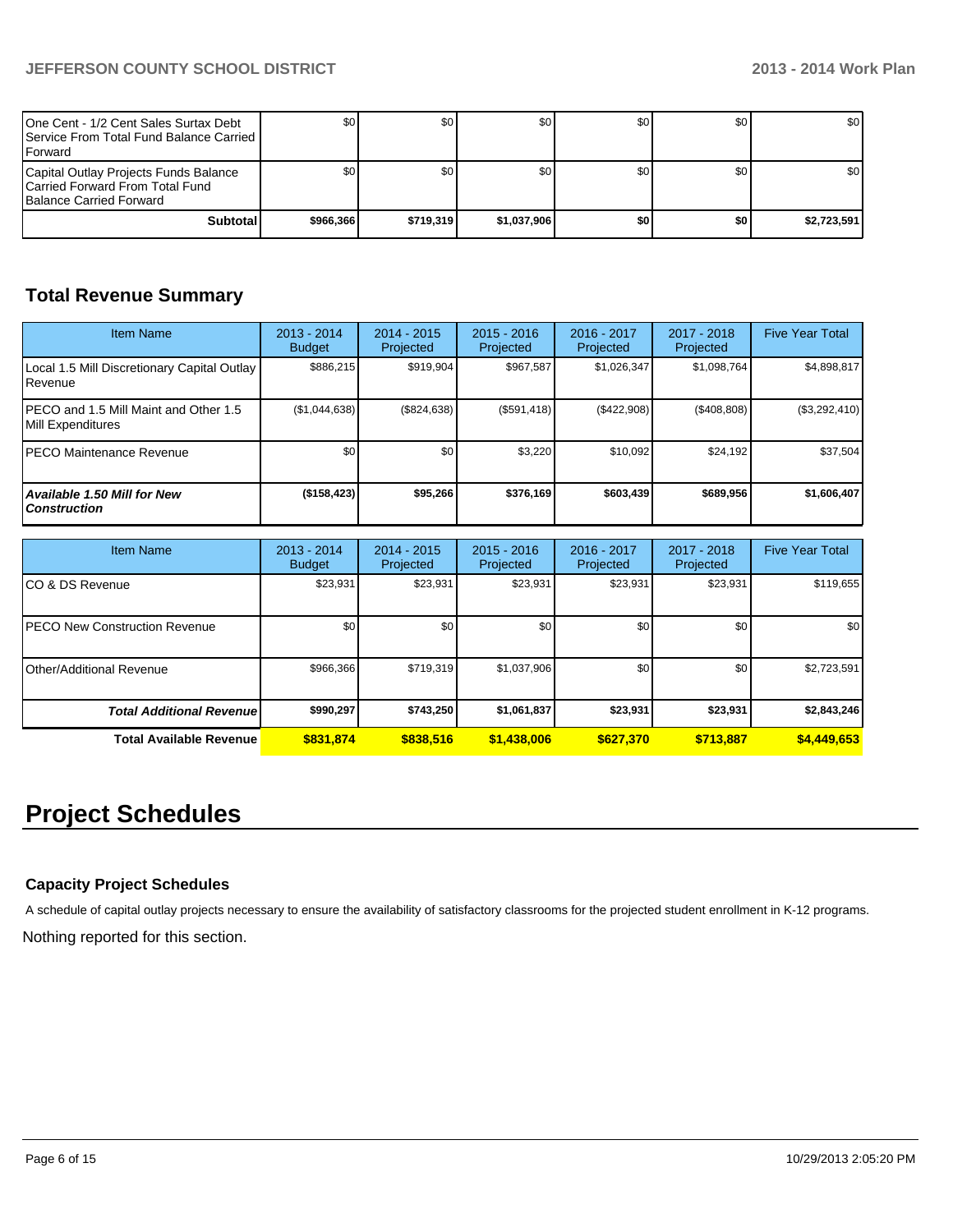| | | | | | | |
|---|---|---|---|---|---|---|
| One Cent - 1/2 Cent Sales Surtax Debt Service From Total Fund Balance Carried Forward | $0 | $0 | $0 | $0 | $0 | $0 |
| Capital Outlay Projects Funds Balance Carried Forward From Total Fund Balance Carried Forward | $0 | $0 | $0 | $0 | $0 | $0 |
| **Subtotal** | **$966,366** | **$719,319** | **$1,037,906** | **$0** | **$0** | **$2,723,591** |

## Total Revenue Summary

| Item Name | 2013 - 2014 Budget | 2014 - 2015 Projected | 2015 - 2016 Projected | 2016 - 2017 Projected | 2017 - 2018 Projected | Five Year Total |
|---|---|---|---|---|---|---|
| Local 1.5 Mill Discretionary Capital Outlay Revenue | $886,215 | $919,904 | $967,587 | $1,026,347 | $1,098,764 | $4,898,817 |
| PECO and 1.5 Mill Maint and Other 1.5 Mill Expenditures | ($1,044,638) | ($824,638) | ($591,418) | ($422,908) | ($408,808) | ($3,292,410) |
| PECO Maintenance Revenue | $0 | $0 | $3,220 | $10,092 | $24,192 | $37,504 |
| ***Available 1.50 Mill for New Construction*** | **($158,423)** | **$95,266** | **$376,169** | **$603,439** | **$689,956** | **$1,606,407** |

| Item Name | 2013 - 2014 Budget | 2014 - 2015 Projected | 2015 - 2016 Projected | 2016 - 2017 Projected | 2017 - 2018 Projected | Five Year Total |
|---|---|---|---|---|---|---|
| CO & DS Revenue | $23,931 | $23,931 | $23,931 | $23,931 | $23,931 | $119,655 |
| PECO New Construction Revenue | $0 | $0 | $0 | $0 | $0 | $0 |
| Other/Additional Revenue | $966,366 | $719,319 | $1,037,906 | $0 | $0 | $2,723,591 |
| ***Total Additional Revenue*** | **$990,297** | **$743,250** | **$1,061,837** | **$23,931** | **$23,931** | **$2,843,246** |
| **Total Available Revenue** | **$831,874** | **$838,516** | **$1,438,006** | **$627,370** | **$713,887** | **$4,449,653** |

# Project Schedules

### Capacity Project Schedules

A schedule of capital outlay projects necessary to ensure the availability of satisfactory classrooms for the projected student enrollment in K-12 programs.

Nothing reported for this section.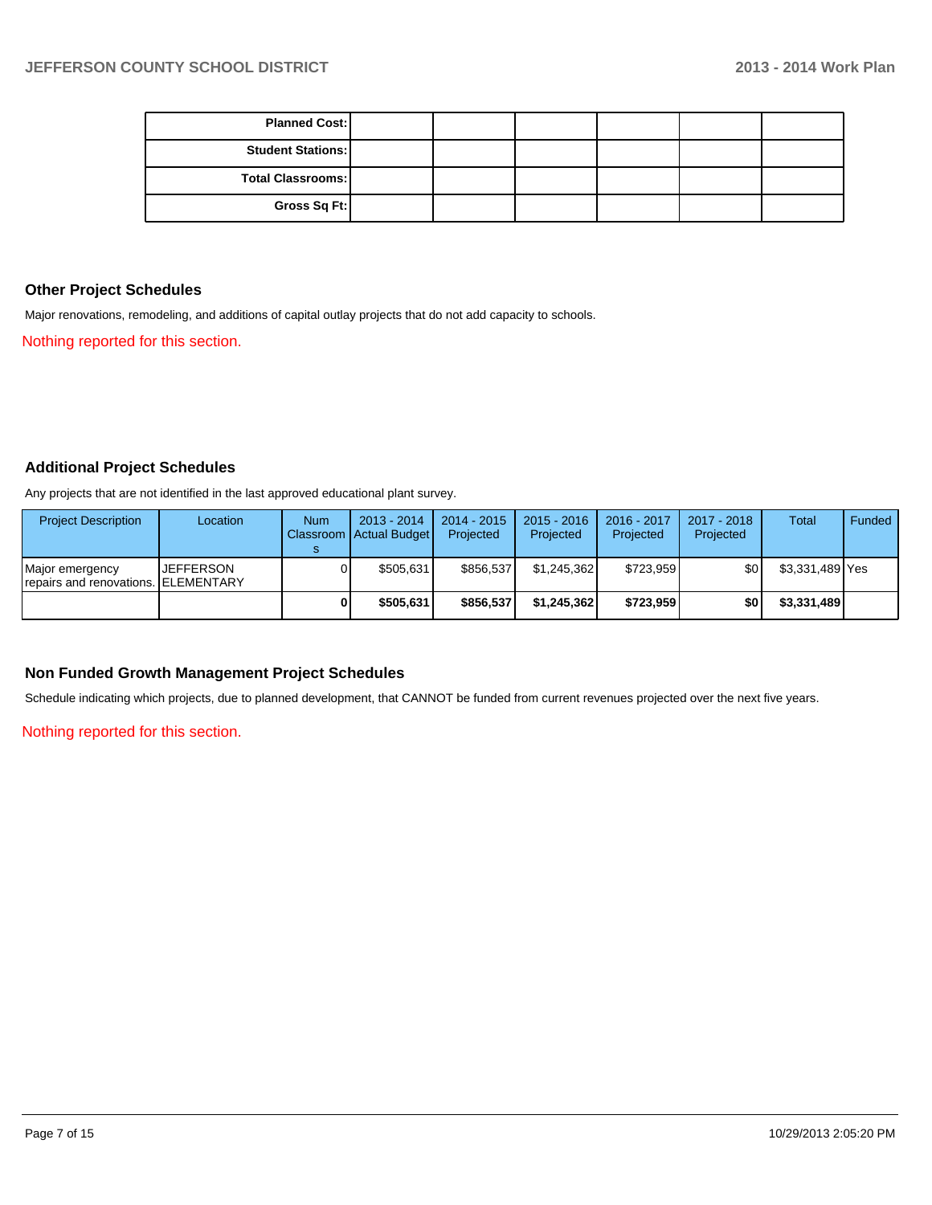| Planned Cost: | | | | | |
|---|---|---|---|---|---|
| Student Stations: | | | | | |
| Total Classrooms: | | | | | |
| Gross Sq Ft: | | | | | |

## Other Project Schedules

Major renovations, remodeling, and additions of capital outlay projects that do not add capacity to schools.

Nothing reported for this section.

## Additional Project Schedules

Any projects that are not identified in the last approved educational plant survey.

| Project Description | Location | Num Classrooms | 2013 - 2014 Actual Budget | 2014 - 2015 Projected | 2015 - 2016 Projected | 2016 - 2017 Projected | 2017 - 2018 Projected | Total | Funded |
|---|---|---|---|---|---|---|---|---|---|
| Major emergency repairs and renovations. | JEFFERSON ELEMENTARY | 0 | $505,631 | $856,537 | $1,245,362 | $723,959 | $0 | $3,331,489 | Yes |
| | | **0** | **$505,631** | **$856,537** | **$1,245,362** | **$723,959** | **$0** | **$3,331,489** | |

## Non Funded Growth Management Project Schedules

Schedule indicating which projects, due to planned development, that CANNOT be funded from current revenues projected over the next five years.

Nothing reported for this section.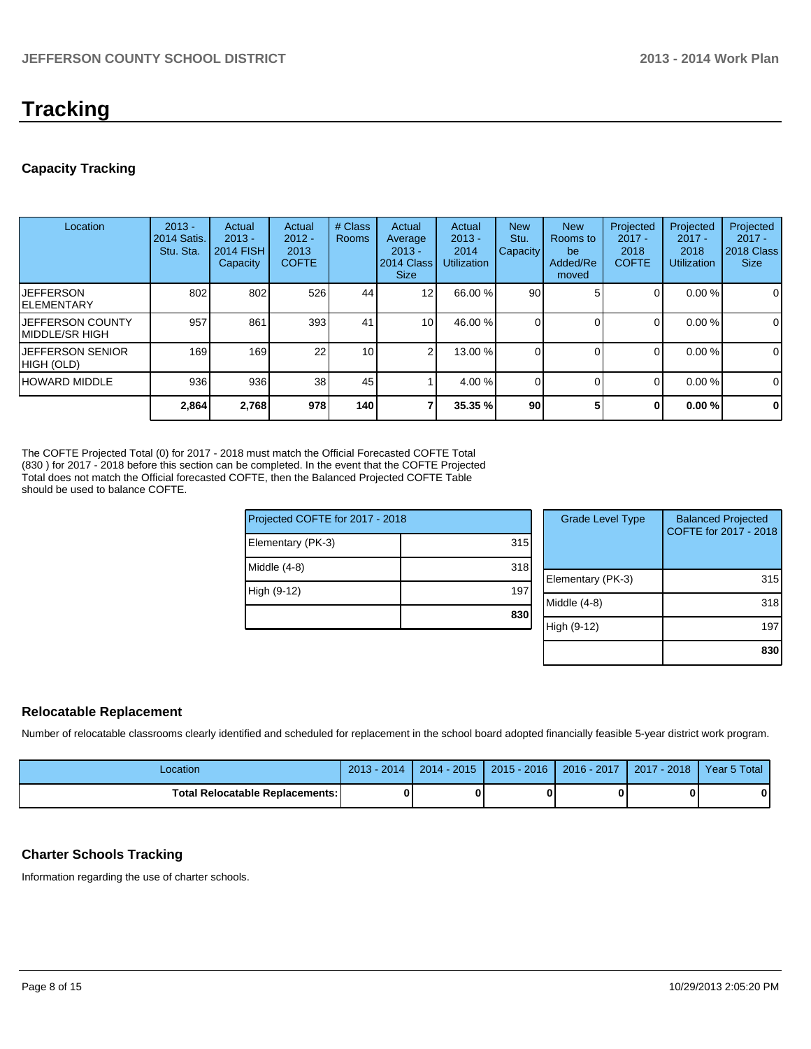# Tracking

## Capacity Tracking

| Location | 2013 - 2014 Satis. Stu. Sta. | Actual 2013 - 2014 FISH Capacity | Actual 2012 - 2013 COFTE | # Class Rooms | Actual Average 2013 - 2014 Class Size | Actual 2013 - 2014 Utilization | New Stu. Capacity | New Rooms to be Added/Removed | Projected 2017 - 2018 COFTE | Projected 2017 - 2018 Utilization | Projected 2017 - 2018 Class Size |
|---|---|---|---|---|---|---|---|---|---|---|---|
| JEFFERSON ELEMENTARY | 802 | 802 | 526 | 44 | 12 | 66.00 % | 90 | 5 | 0 | 0.00 % | 0 |
| JEFFERSON COUNTY MIDDLE/SR HIGH | 957 | 861 | 393 | 41 | 10 | 46.00 % | 0 | 0 | 0 | 0.00 % | 0 |
| JEFFERSON SENIOR HIGH (OLD) | 169 | 169 | 22 | 10 | 2 | 13.00 % | 0 | 0 | 0 | 0.00 % | 0 |
| HOWARD MIDDLE | 936 | 936 | 38 | 45 | 1 | 4.00 % | 0 | 0 | 0 | 0.00 % | 0 |
| | **2,864** | **2,768** | **978** | **140** | **7** | **35.35 %** | **90** | **5** | **0** | **0.00 %** | **0** |

The COFTE Projected Total (0) for 2017 - 2018 must match the Official Forecasted COFTE Total (830 ) for 2017 - 2018 before this section can be completed. In the event that the COFTE Projected Total does not match the Official forecasted COFTE, then the Balanced Projected COFTE Table should be used to balance COFTE.

| Projected COFTE for 2017 - 2018 | |
|---|---|
| Elementary (PK-3) | 315 |
| Middle (4-8) | 318 |
| High (9-12) | 197 |
| | **830** |

| Grade Level Type | Balanced Projected COFTE for 2017 - 2018 |
|---|---|
| Elementary (PK-3) | 315 |
| Middle (4-8) | 318 |
| High (9-12) | 197 |
| | **830** |

## Relocatable Replacement

Number of relocatable classrooms clearly identified and scheduled for replacement in the school board adopted financially feasible 5-year district work program.

| Location | 2013 - 2014 | 2014 - 2015 | 2015 - 2016 | 2016 - 2017 | 2017 - 2018 | Year 5 Total |
|---|---|---|---|---|---|---|
| **Total Relocatable Replacements:** | **0** | **0** | **0** | **0** | **0** | **0** |

## Charter Schools Tracking

Information regarding the use of charter schools.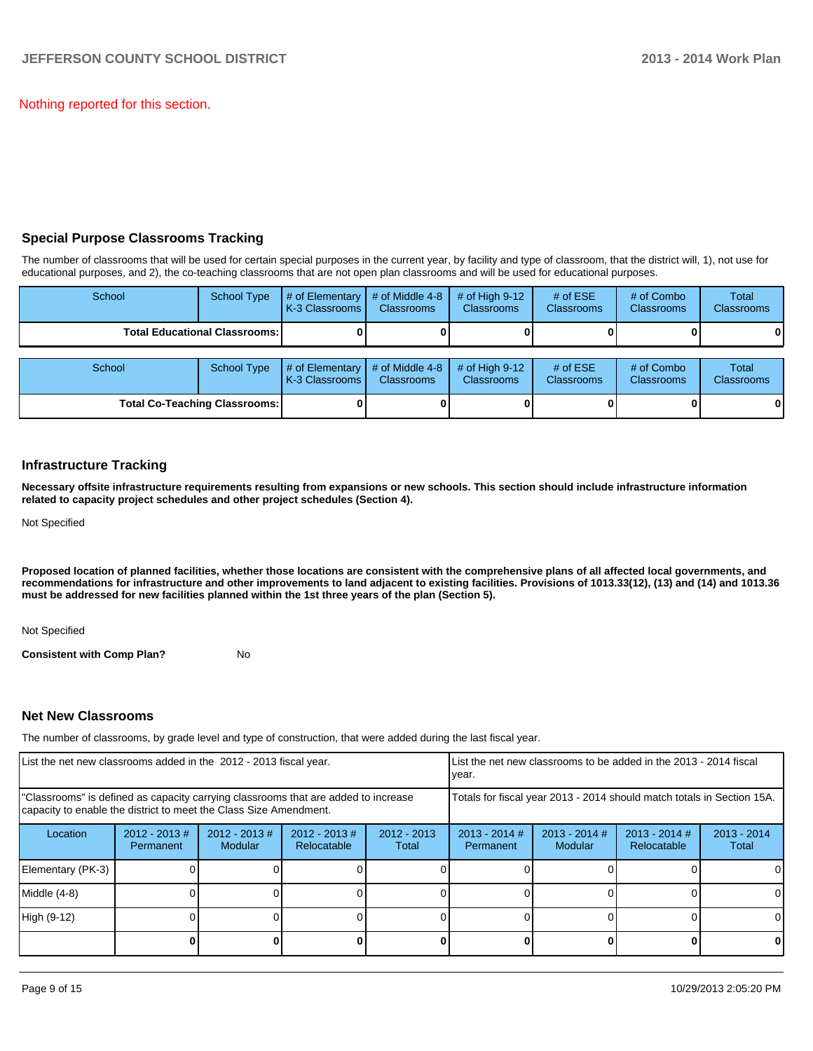Nothing reported for this section.

## Special Purpose Classrooms Tracking

The number of classrooms that will be used for certain special purposes in the current year, by facility and type of classroom, that the district will, 1), not use for educational purposes, and 2), the co-teaching classrooms that are not open plan classrooms and will be used for educational purposes.

| School | School Type | # of Elementary K-3 Classrooms | # of Middle 4-8 Classrooms | # of High 9-12 Classrooms | # of ESE Classrooms | # of Combo Classrooms | Total Classrooms |
|---|---|---|---|---|---|---|---|
| **Total Educational Classrooms:** | | **0** | **0** | **0** | **0** | **0** | **0** |

| School | School Type | # of Elementary K-3 Classrooms | # of Middle 4-8 Classrooms | # of High 9-12 Classrooms | # of ESE Classrooms | # of Combo Classrooms | Total Classrooms |
|---|---|---|---|---|---|---|---|
| **Total Co-Teaching Classrooms:** | | **0** | **0** | **0** | **0** | **0** | **0** |

## Infrastructure Tracking

**Necessary offsite infrastructure requirements resulting from expansions or new schools. This section should include infrastructure information related to capacity project schedules and other project schedules (Section 4).**

Not Specified

**Proposed location of planned facilities, whether those locations are consistent with the comprehensive plans of all affected local governments, and recommendations for infrastructure and other improvements to land adjacent to existing facilities. Provisions of 1013.33(12), (13) and (14) and 1013.36 must be addressed for new facilities planned within the 1st three years of the plan (Section 5).**

Not Specified

**Consistent with Comp Plan?** No

## Net New Classrooms

The number of classrooms, by grade level and type of construction, that were added during the last fiscal year.

| List the net new classrooms added in the 2012 - 2013 fiscal year. | | | | | List the net new classrooms to be added in the 2013 - 2014 fiscal year. | | | |
|---|---|---|---|---|---|---|---|---|
| "Classrooms" is defined as capacity carrying classrooms that are added to increase capacity to enable the district to meet the Class Size Amendment. | | | | | Totals for fiscal year 2013 - 2014 should match totals in Section 15A. | | | |
| Location | 2012 - 2013 # Permanent | 2012 - 2013 # Modular | 2012 - 2013 # Relocatable | 2012 - 2013 Total | 2013 - 2014 # Permanent | 2013 - 2014 # Modular | 2013 - 2014 # Relocatable | 2013 - 2014 Total |
| Elementary (PK-3) | 0 | 0 | 0 | 0 | 0 | 0 | 0 | 0 |
| Middle (4-8) | 0 | 0 | 0 | 0 | 0 | 0 | 0 | 0 |
| High (9-12) | 0 | 0 | 0 | 0 | 0 | 0 | 0 | 0 |
| | **0** | **0** | **0** | **0** | **0** | **0** | **0** | **0** |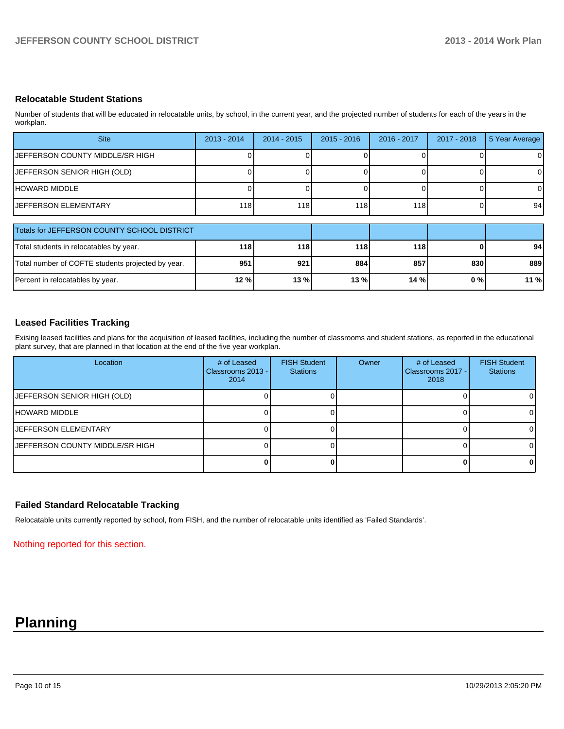## Relocatable Student Stations

Number of students that will be educated in relocatable units, by school, in the current year, and the projected number of students for each of the years in the workplan.

| Site | 2013 - 2014 | 2014 - 2015 | 2015 - 2016 | 2016 - 2017 | 2017 - 2018 | 5 Year Average |
|---|---|---|---|---|---|---|
| JEFFERSON COUNTY MIDDLE/SR HIGH | 0 | 0 | 0 | 0 | 0 | 0 |
| JEFFERSON SENIOR HIGH (OLD) | 0 | 0 | 0 | 0 | 0 | 0 |
| HOWARD MIDDLE | 0 | 0 | 0 | 0 | 0 | 0 |
| JEFFERSON ELEMENTARY | 118 | 118 | 118 | 118 | 0 | 94 |

| Totals for JEFFERSON COUNTY SCHOOL DISTRICT | | | | | | |
|---|---|---|---|---|---|---|
| Total students in relocatables by year. | **118** | **118** | **118** | **118** | **0** | **94** |
| Total number of COFTE students projected by year. | **951** | **921** | **884** | **857** | **830** | **889** |
| Percent in relocatables by year. | **12 %** | **13 %** | **13 %** | **14 %** | **0 %** | **11 %** |

## Leased Facilities Tracking

Exising leased facilities and plans for the acquisition of leased facilities, including the number of classrooms and student stations, as reported in the educational plant survey, that are planned in that location at the end of the five year workplan.

| Location | # of Leased Classrooms 2013 - 2014 | FISH Student Stations | Owner | # of Leased Classrooms 2017 - 2018 | FISH Student Stations |
|---|---|---|---|---|---|
| JEFFERSON SENIOR HIGH (OLD) | 0 | 0 | | 0 | 0 |
| HOWARD MIDDLE | 0 | 0 | | 0 | 0 |
| JEFFERSON ELEMENTARY | 0 | 0 | | 0 | 0 |
| JEFFERSON COUNTY MIDDLE/SR HIGH | 0 | 0 | | 0 | 0 |
| | **0** | **0** | | **0** | **0** |

## Failed Standard Relocatable Tracking

Relocatable units currently reported by school, from FISH, and the number of relocatable units identified as 'Failed Standards'.

Nothing reported for this section.

# Planning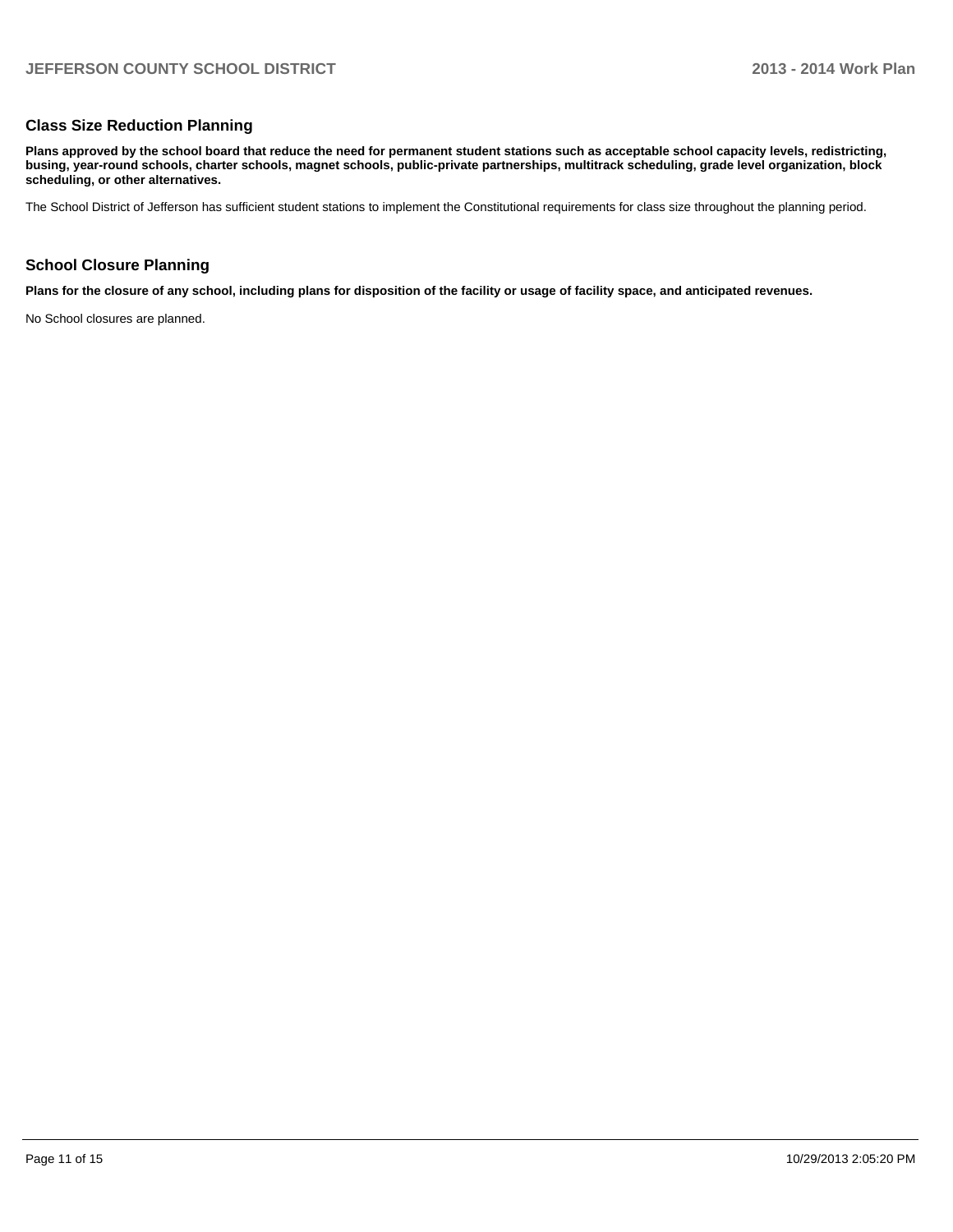## Class Size Reduction Planning

**Plans approved by the school board that reduce the need for permanent student stations such as acceptable school capacity levels, redistricting, busing, year-round schools, charter schools, magnet schools, public-private partnerships, multitrack scheduling, grade level organization, block scheduling, or other alternatives.**

The School District of Jefferson has sufficient student stations to implement the Constitutional requirements for class size throughout the planning period.

## School Closure Planning

**Plans for the closure of any school, including plans for disposition of the facility or usage of facility space, and anticipated revenues.**

No School closures are planned.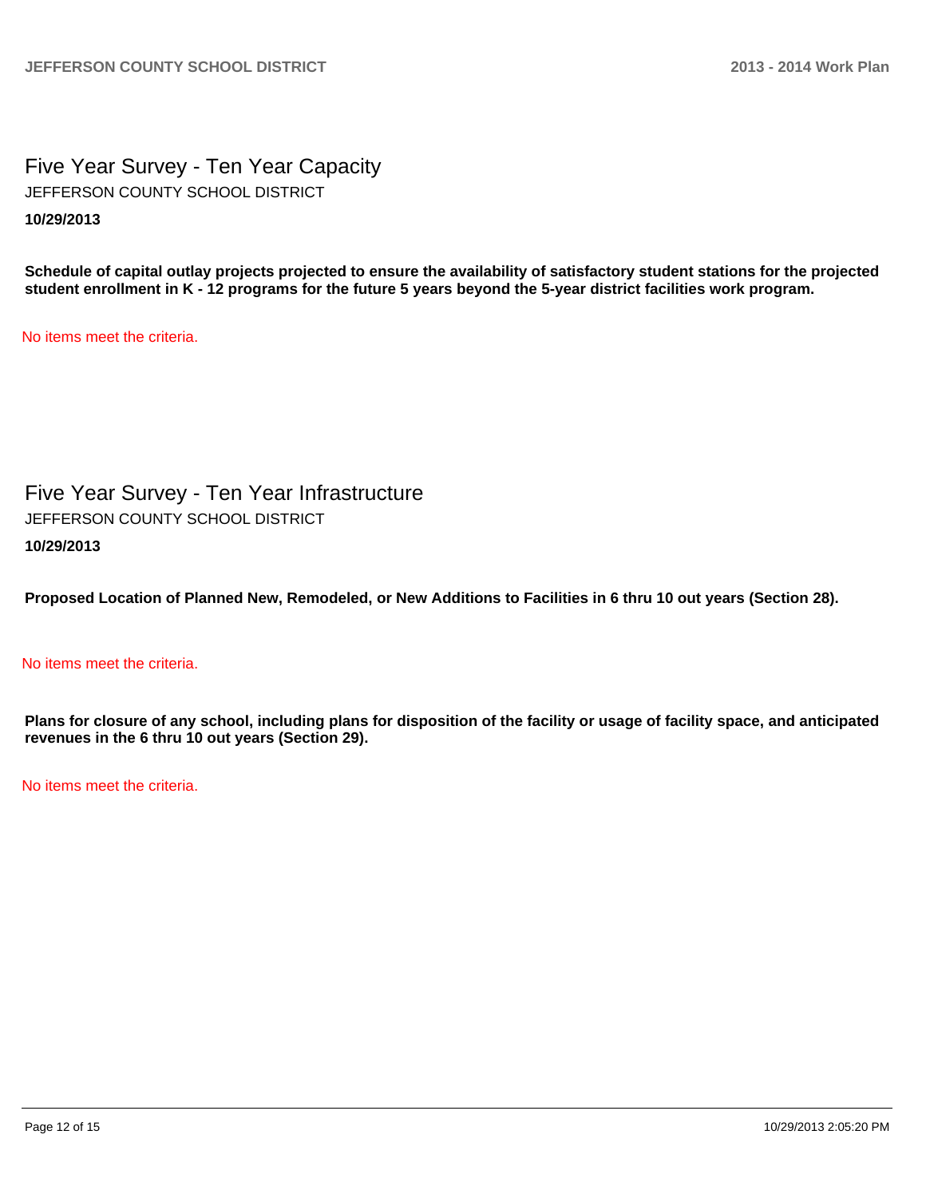# Five Year Survey - Ten Year Capacity

JEFFERSON COUNTY SCHOOL DISTRICT

**10/29/2013**

**Schedule of capital outlay projects projected to ensure the availability of satisfactory student stations for the projected student enrollment in K - 12 programs for the future 5 years beyond the 5-year district facilities work program.**

No items meet the criteria.

# Five Year Survey - Ten Year Infrastructure

JEFFERSON COUNTY SCHOOL DISTRICT

**10/29/2013**

**Proposed Location of Planned New, Remodeled, or New Additions to Facilities in 6 thru 10 out years (Section 28).**

No items meet the criteria.

**Plans for closure of any school, including plans for disposition of the facility or usage of facility space, and anticipated revenues in the 6 thru 10 out years (Section 29).**

No items meet the criteria.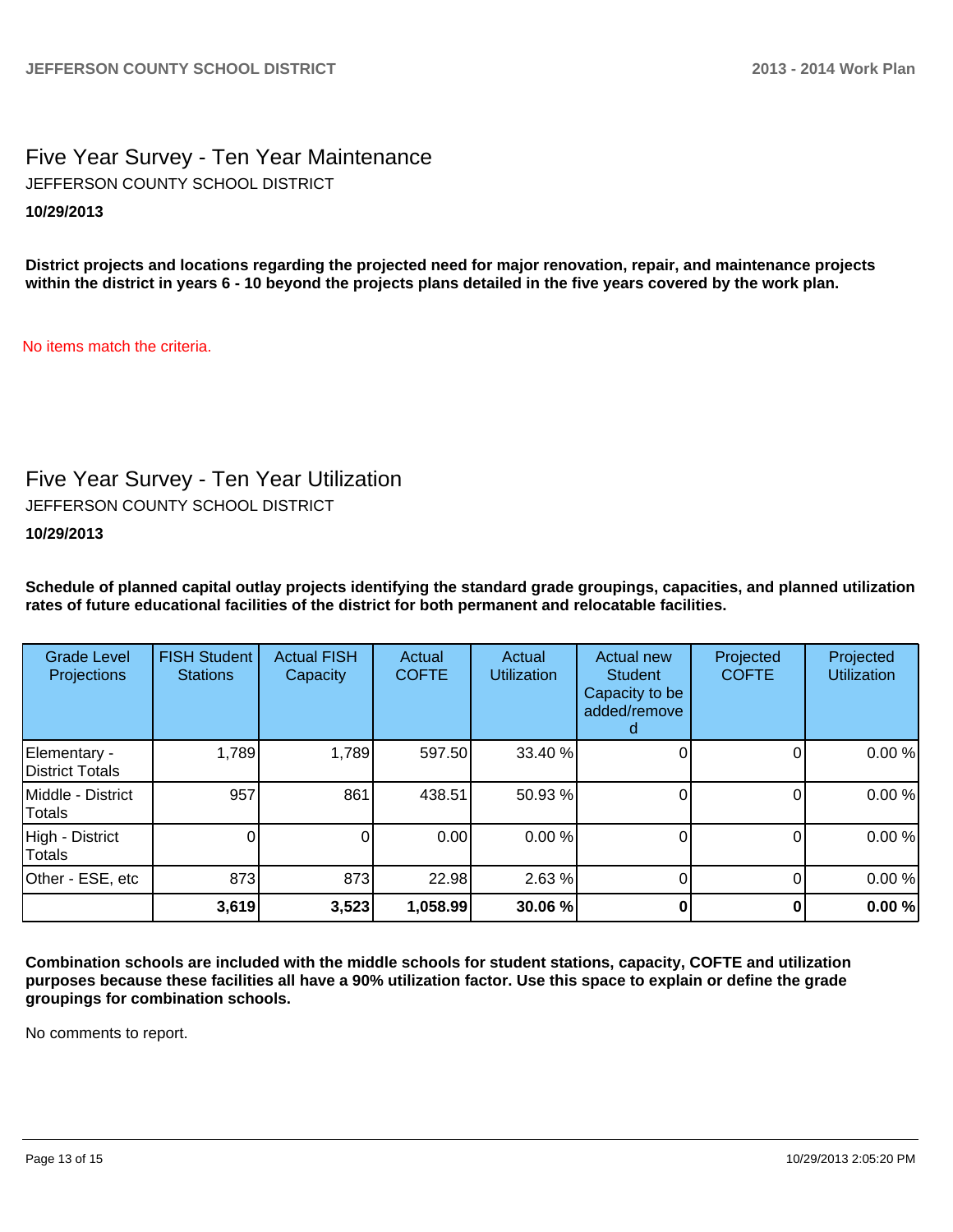# Five Year Survey - Ten Year Maintenance

JEFFERSON COUNTY SCHOOL DISTRICT

**10/29/2013**

**District projects and locations regarding the projected need for major renovation, repair, and maintenance projects within the district in years 6 - 10 beyond the projects plans detailed in the five years covered by the work plan.**

No items match the criteria.

# Five Year Survey - Ten Year Utilization

JEFFERSON COUNTY SCHOOL DISTRICT

**10/29/2013**

**Schedule of planned capital outlay projects identifying the standard grade groupings, capacities, and planned utilization rates of future educational facilities of the district for both permanent and relocatable facilities.**

| Grade Level Projections | FISH Student Stations | Actual FISH Capacity | Actual COFTE | Actual Utilization | Actual new Student Capacity to be added/removed | Projected COFTE | Projected Utilization |
|---|---|---|---|---|---|---|---|
| Elementary - District Totals | 1,789 | 1,789 | 597.50 | 33.40 % | 0 | 0 | 0.00 % |
| Middle - District Totals | 957 | 861 | 438.51 | 50.93 % | 0 | 0 | 0.00 % |
| High - District Totals | 0 | 0 | 0.00 | 0.00 % | 0 | 0 | 0.00 % |
| Other - ESE, etc | 873 | 873 | 22.98 | 2.63 % | 0 | 0 | 0.00 % |
| | **3,619** | **3,523** | **1,058.99** | **30.06 %** | **0** | **0** | **0.00 %** |

**Combination schools are included with the middle schools for student stations, capacity, COFTE and utilization purposes because these facilities all have a 90% utilization factor. Use this space to explain or define the grade groupings for combination schools.**

No comments to report.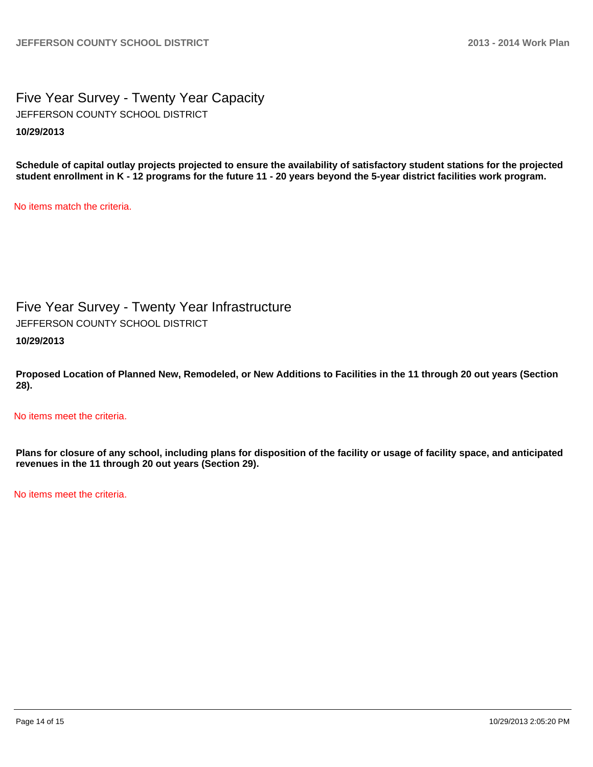## Five Year Survey - Twenty Year Capacity

JEFFERSON COUNTY SCHOOL DISTRICT

**10/29/2013**

**Schedule of capital outlay projects projected to ensure the availability of satisfactory student stations for the projected student enrollment in K - 12 programs for the future 11 - 20 years beyond the 5-year district facilities work program.**

No items match the criteria.

## Five Year Survey - Twenty Year Infrastructure

JEFFERSON COUNTY SCHOOL DISTRICT

**10/29/2013**

**Proposed Location of Planned New, Remodeled, or New Additions to Facilities in the 11 through 20 out years (Section 28).**

No items meet the criteria.

**Plans for closure of any school, including plans for disposition of the facility or usage of facility space, and anticipated revenues in the 11 through 20 out years (Section 29).**

No items meet the criteria.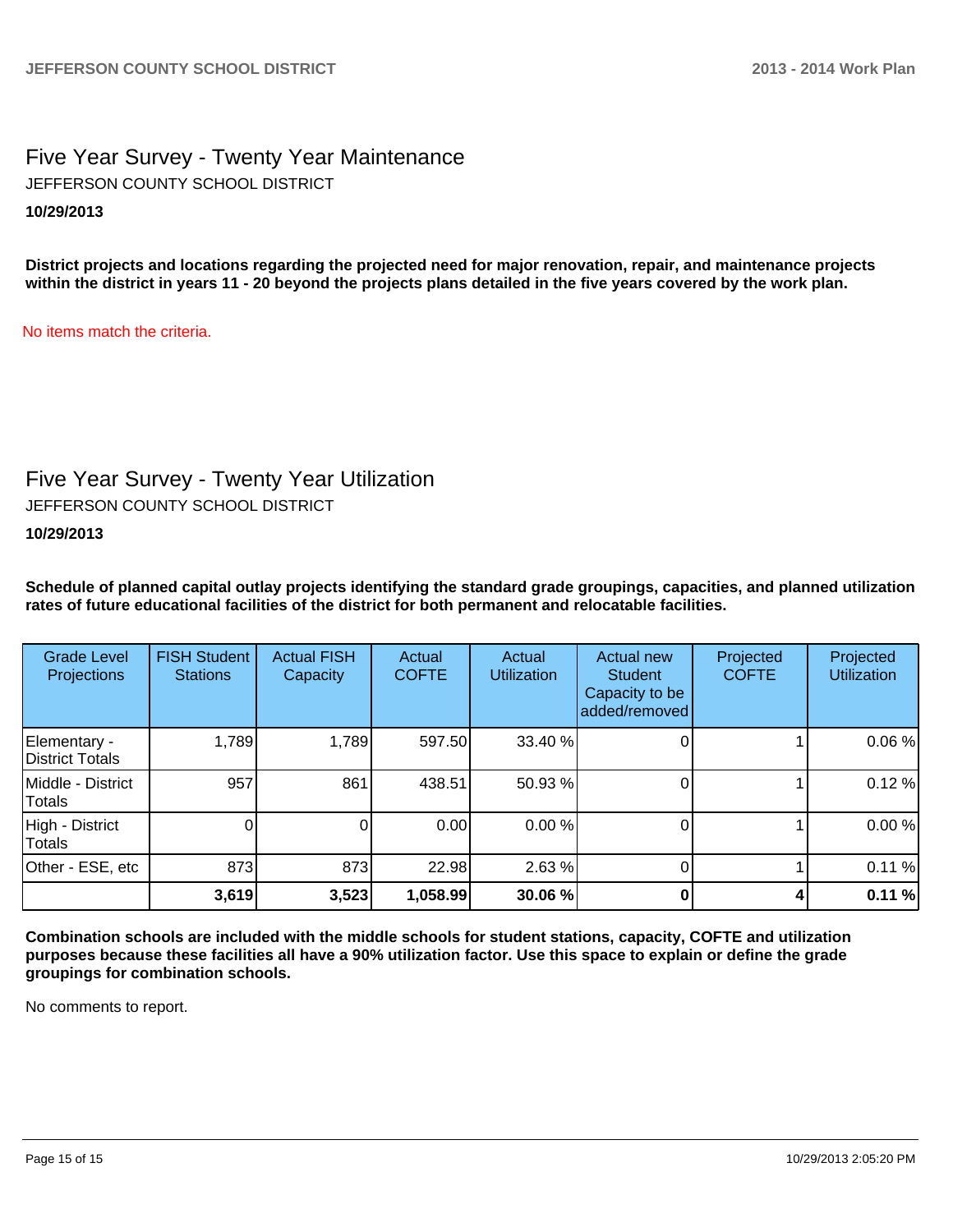## Five Year Survey - Twenty Year Maintenance

JEFFERSON COUNTY SCHOOL DISTRICT

**10/29/2013**

**District projects and locations regarding the projected need for major renovation, repair, and maintenance projects within the district in years 11 - 20 beyond the projects plans detailed in the five years covered by the work plan.**

No items match the criteria.

## Five Year Survey - Twenty Year Utilization

JEFFERSON COUNTY SCHOOL DISTRICT

**10/29/2013**

**Schedule of planned capital outlay projects identifying the standard grade groupings, capacities, and planned utilization rates of future educational facilities of the district for both permanent and relocatable facilities.**

| Grade Level Projections | FISH Student Stations | Actual FISH Capacity | Actual COFTE | Actual Utilization | Actual new Student Capacity to be added/removed | Projected COFTE | Projected Utilization |
|---|---|---|---|---|---|---|---|
| Elementary - District Totals | 1,789 | 1,789 | 597.50 | 33.40 % | 0 | 1 | 0.06 % |
| Middle - District Totals | 957 | 861 | 438.51 | 50.93 % | 0 | 1 | 0.12 % |
| High - District Totals | 0 | 0 | 0.00 | 0.00 % | 0 | 1 | 0.00 % |
| Other - ESE, etc | 873 | 873 | 22.98 | 2.63 % | 0 | 1 | 0.11 % |
| | **3,619** | **3,523** | **1,058.99** | **30.06 %** | **0** | **4** | **0.11 %** |

**Combination schools are included with the middle schools for student stations, capacity, COFTE and utilization purposes because these facilities all have a 90% utilization factor. Use this space to explain or define the grade groupings for combination schools.**

No comments to report.